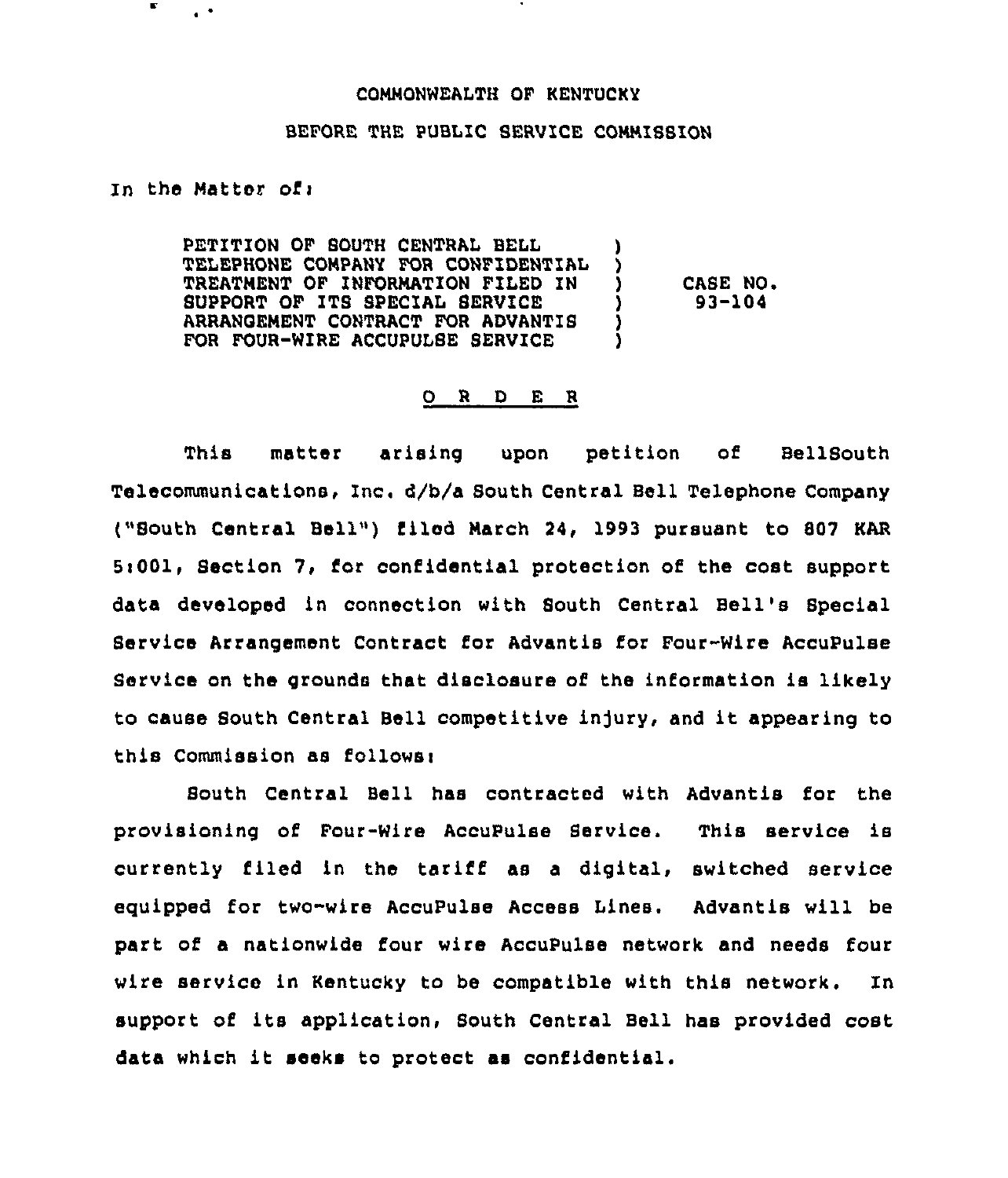COMMONWEALTH OF KENTUCKY

BEFORE THE PUBLIC SERVICE COMMISSION

In the Matter of:

| | | |
|---|---|---|
| PETITION OF SOUTH CENTRAL BELL TELEPHONE COMPANY FOR CONFIDENTIAL TREATMENT OF INFORMATION FILED IN SUPPORT OF ITS SPECIAL SERVICE ARRANGEMENT CONTRACT FOR ADVANTIS FOR FOUR-WIRE ACCUPULSE SERVICE | ) ) ) ) ) ) | CASE NO. 93-104 |

O R D E R

This matter arising upon petition of BellSouth Telecommunications, Inc. d/b/a South Central Bell Telephone Company ("South Central Bell") filed March 24, 1993 pursuant to 807 KAR 5:001, Section 7, for confidential protection of the cost support data developed in connection with South Central Bell's Special Service Arrangement Contract for Advantis for Four-Wire AccuPulse Service on the grounds that disclosure of the information is likely to cause South Central Bell competitive injury, and it appearing to this Commission as follows:

South Central Bell has contracted with Advantis for the provisioning of Four-Wire AccuPulse Service. This service is currently filed in the tariff as a digital, switched service equipped for two-wire AccuPulse Access Lines. Advantis will be part of a nationwide four wire AccuPulse network and needs four wire service in Kentucky to be compatible with this network. In support of its application, South Central Bell has provided cost data which it seeks to protect as confidential.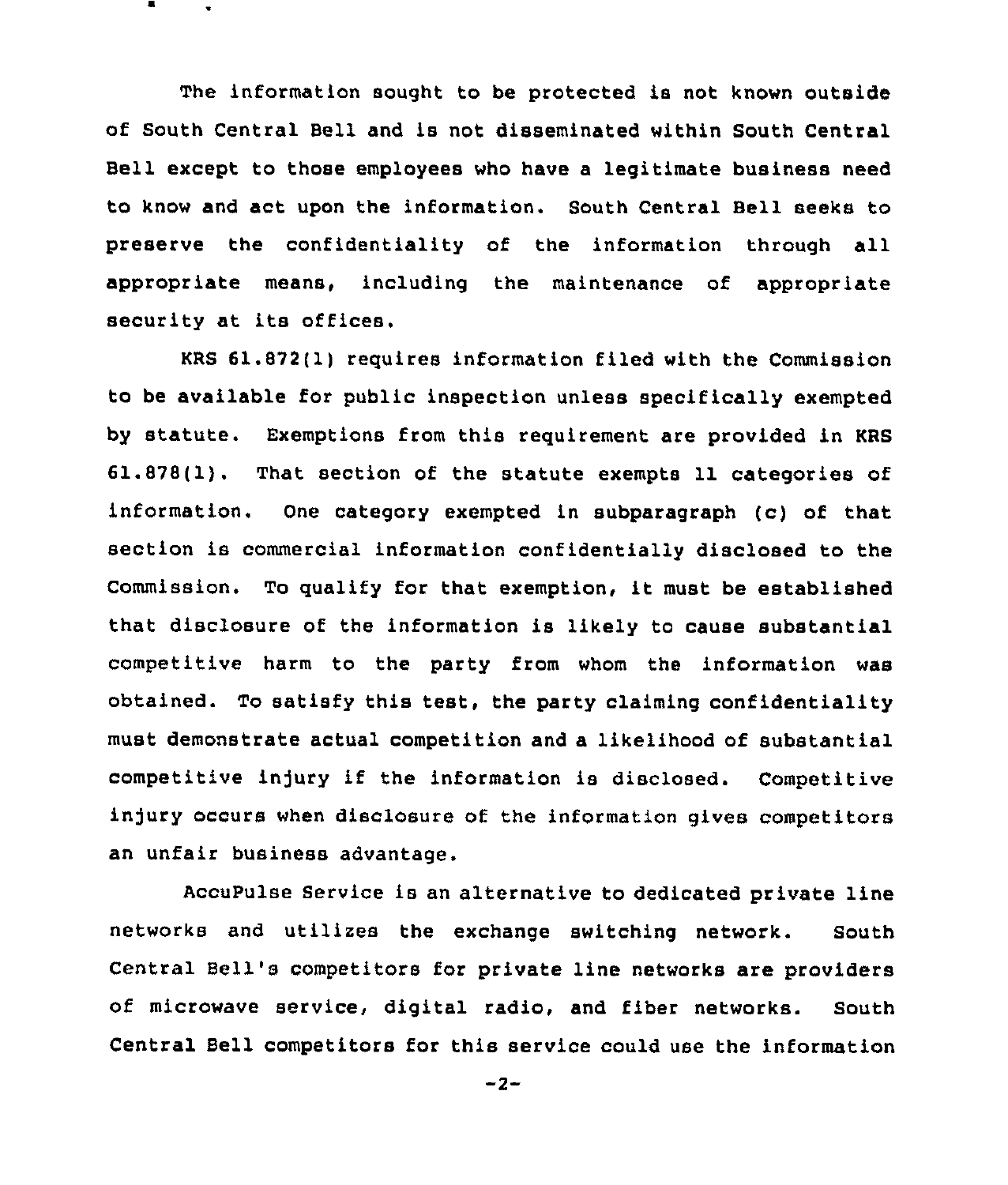The information sought to be protected is not known outside of South Central Bell and is not disseminated within South Central Bell except to those employees who have a legitimate business need to know and act upon the information. South Central Bell seeks to preserve the confidentiality of the information through all appropriate means, including the maintenance of appropriate security at its offices.

KRS 61.872(1) requires information filed with the Commission to be available for public inspection unless specifically exempted by statute. Exemptions from this requirement are provided in KRS 61.878(1). That section of the statute exempts 11 categories of information. One category exempted in subparagraph (c) of that section is commercial information confidentially disclosed to the Commission. To qualify for that exemption, it must be established that disclosure of the information is likely to cause substantial competitive harm to the party from whom the information was obtained. To satisfy this test, the party claiming confidentiality must demonstrate actual competition and a likelihood of substantial competitive injury if the information is disclosed. Competitive injury occurs when disclosure of the information gives competitors an unfair business advantage.

AccuPulse Service is an alternative to dedicated private line networks and utilizes the exchange switching network. South Central Bell's competitors for private line networks are providers of microwave service, digital radio, and fiber networks. South Central Bell competitors for this service could use the information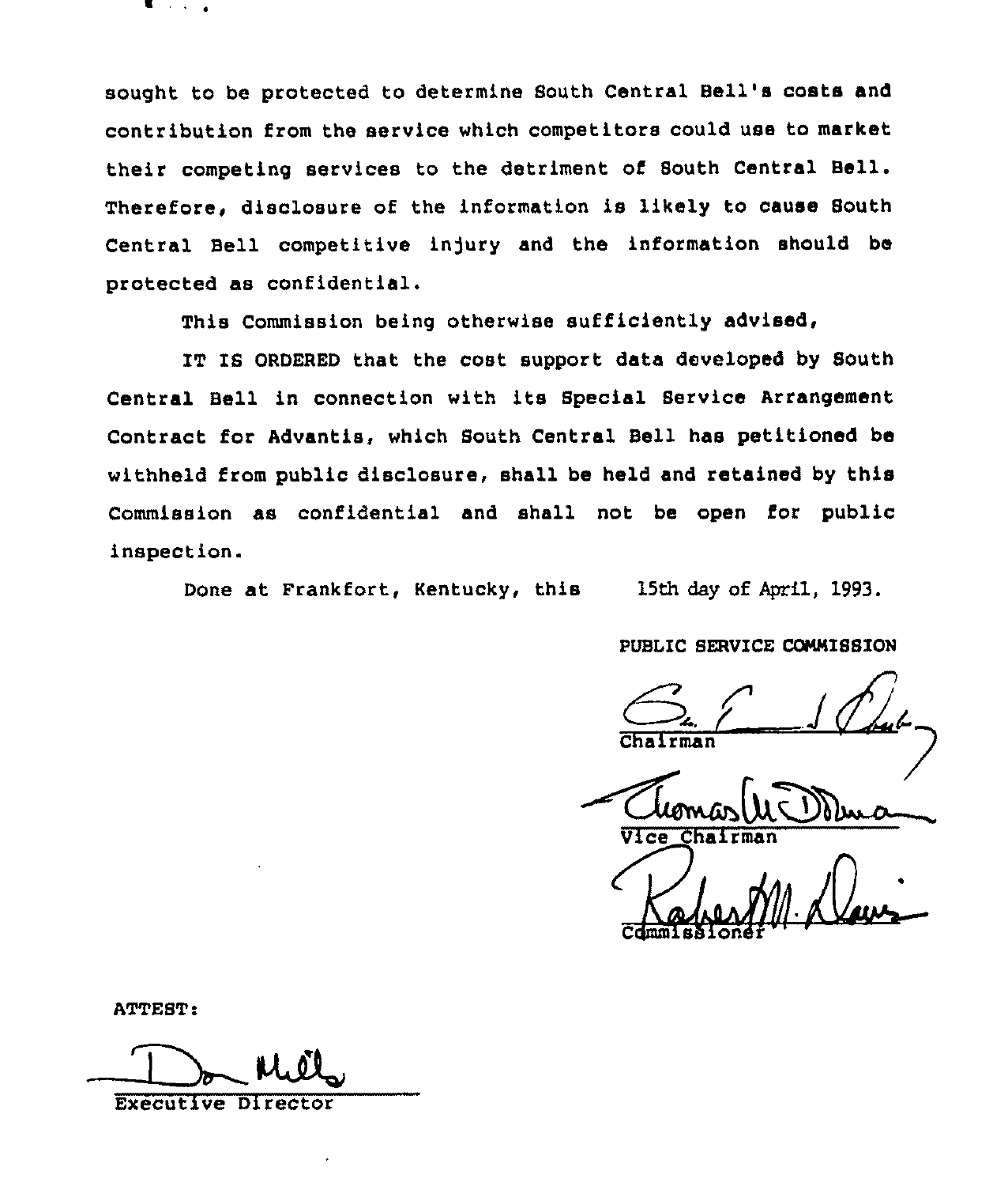sought to be protected to determine South Central Bell's costs and contribution from the service which competitors could use to market their competing services to the detriment of South Central Bell. Therefore, disclosure of the information is likely to cause South Central Bell competitive injury and the information should be protected as confidential.

This Commission being otherwise sufficiently advised,

IT IS ORDERED that the cost support data developed by South Central Bell in connection with its Special Service Arrangement Contract for Advantis, which South Central Bell has petitioned be withheld from public disclosure, shall be held and retained by this Commission as confidential and shall not be open for public inspection.

Done at Frankfort, Kentucky, this 15th day of April, 1993.

PUBLIC SERVICE COMMISSION

Chairman

Vice Chairman

Commissioner

ATTEST:

Executive Director